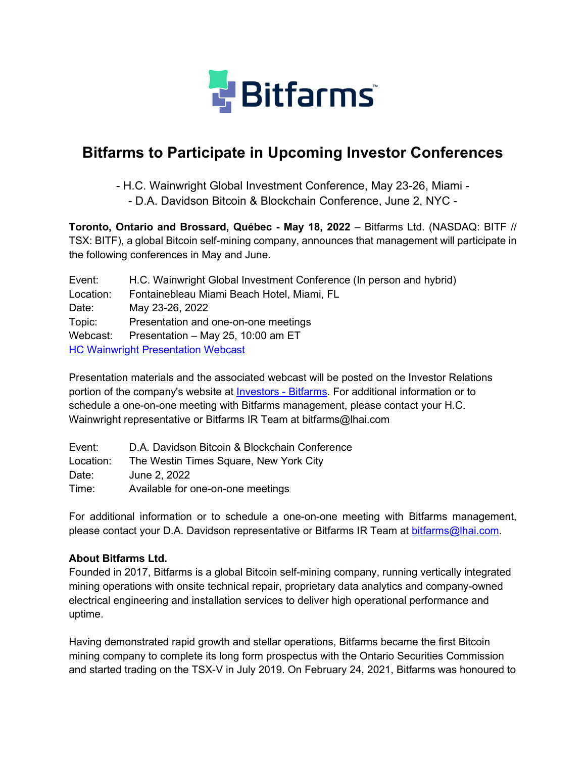# Bitfarms to Participate in Upcoming Investor Conferences

- H.C. Wainwright Global Investment Conference, May 23-26, Miami -
- D.A. Davidson Bitcoin & Blockchain Conference, June 2, NYC -

**Toronto, Ontario and Brossard, Québec - May 18, 2022** – Bitfarms Ltd. (NASDAQ: BITF // TSX: BITF), a global Bitcoin self-mining company, announces that management will participate in the following conferences in May and June.

Event: H.C. Wainwright Global Investment Conference (In person and hybrid)
Location: Fontainebleau Miami Beach Hotel, Miami, FL
Date: May 23-26, 2022
Topic: Presentation and one-on-one meetings
Webcast: Presentation – May 25, 10:00 am ET
HC Wainwright Presentation Webcast

Presentation materials and the associated webcast will be posted on the Investor Relations portion of the company's website at Investors - Bitfarms. For additional information or to schedule a one-on-one meeting with Bitfarms management, please contact your H.C. Wainwright representative or Bitfarms IR Team at bitfarms@lhai.com

Event: D.A. Davidson Bitcoin & Blockchain Conference
Location: The Westin Times Square, New York City
Date: June 2, 2022
Time: Available for one-on-one meetings

For additional information or to schedule a one-on-one meeting with Bitfarms management, please contact your D.A. Davidson representative or Bitfarms IR Team at bitfarms@lhai.com.

**About Bitfarms Ltd.**

Founded in 2017, Bitfarms is a global Bitcoin self-mining company, running vertically integrated mining operations with onsite technical repair, proprietary data analytics and company-owned electrical engineering and installation services to deliver high operational performance and uptime.

Having demonstrated rapid growth and stellar operations, Bitfarms became the first Bitcoin mining company to complete its long form prospectus with the Ontario Securities Commission and started trading on the TSX-V in July 2019. On February 24, 2021, Bitfarms was honoured to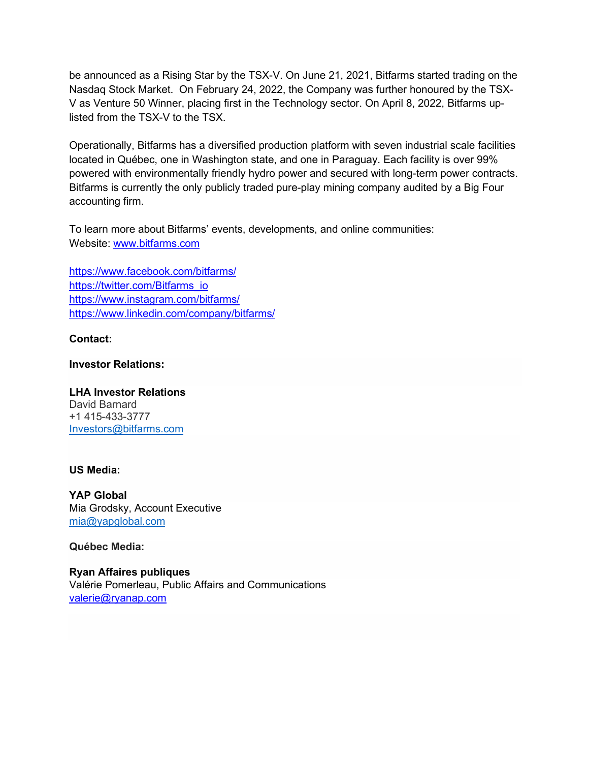be announced as a Rising Star by the TSX-V. On June 21, 2021, Bitfarms started trading on the Nasdaq Stock Market. On February 24, 2022, the Company was further honoured by the TSX-V as Venture 50 Winner, placing first in the Technology sector. On April 8, 2022, Bitfarms up-listed from the TSX-V to the TSX.

Operationally, Bitfarms has a diversified production platform with seven industrial scale facilities located in Québec, one in Washington state, and one in Paraguay. Each facility is over 99% powered with environmentally friendly hydro power and secured with long-term power contracts. Bitfarms is currently the only publicly traded pure-play mining company audited by a Big Four accounting firm.

To learn more about Bitfarms' events, developments, and online communities:
Website: www.bitfarms.com

https://www.facebook.com/bitfarms/
https://twitter.com/Bitfarms_io
https://www.instagram.com/bitfarms/
https://www.linkedin.com/company/bitfarms/

**Contact:**

**Investor Relations:**

**LHA Investor Relations**
David Barnard
+1 415-433-3777
Investors@bitfarms.com

**US Media:**

**YAP Global**
Mia Grodsky, Account Executive
mia@yapglobal.com

**Québec Media:**

**Ryan Affaires publiques**
Valérie Pomerleau, Public Affairs and Communications
valerie@ryanap.com